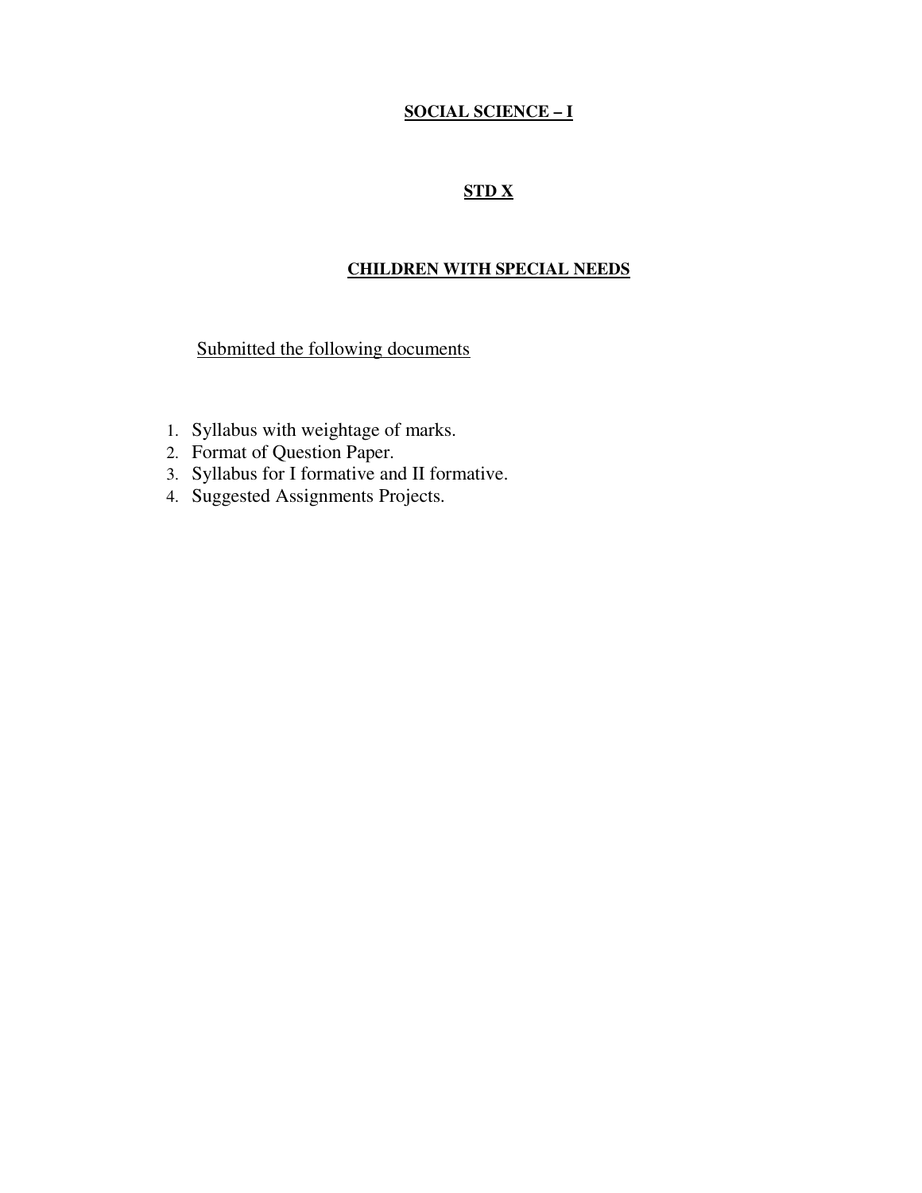**SOCIAL SCIENCE – I**

**STD X**

**CHILDREN WITH SPECIAL NEEDS**

Submitted the following documents

1. Syllabus with weightage of marks.
2. Format of Question Paper.
3. Syllabus for I formative and II formative.
4. Suggested Assignments Projects.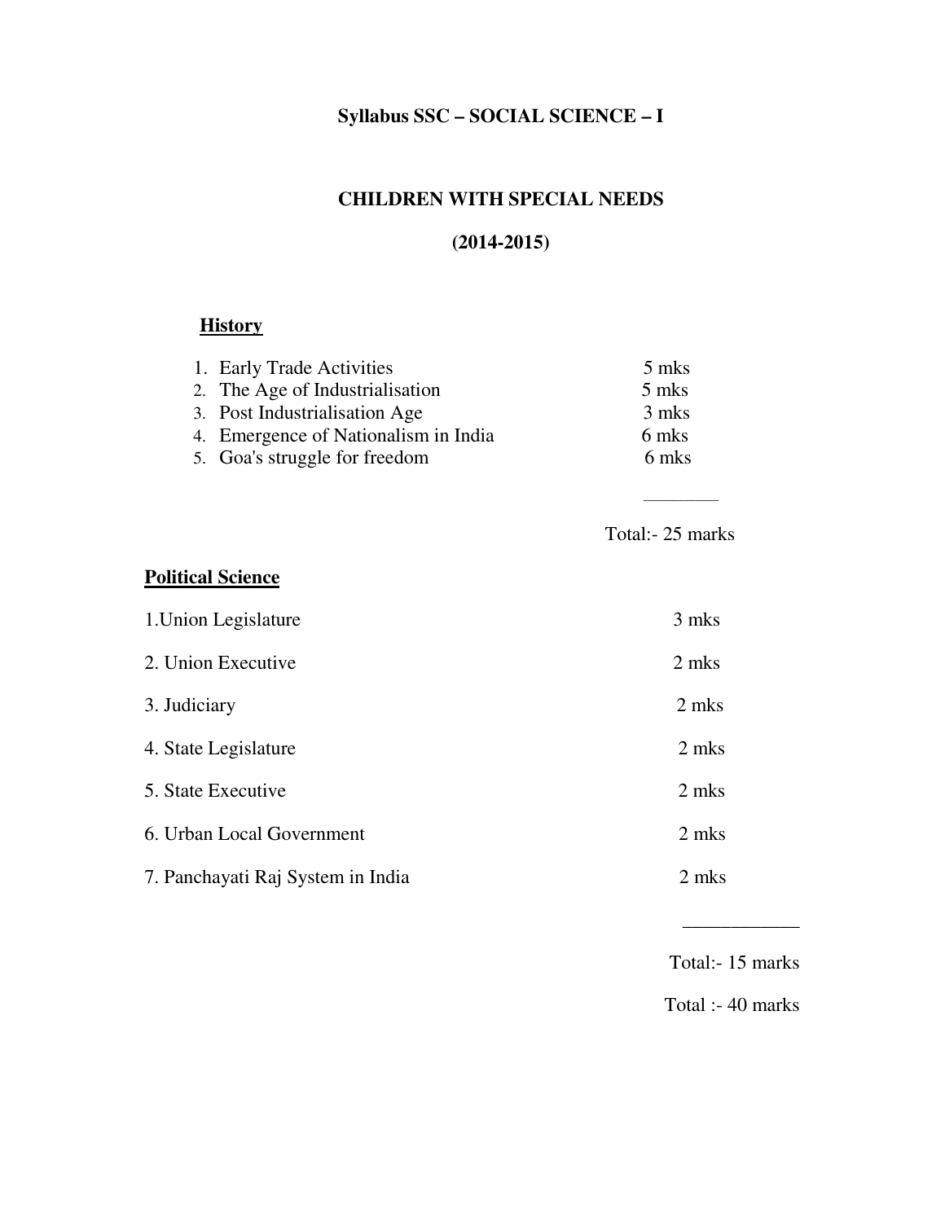# Syllabus SSC – SOCIAL SCIENCE – I

## CHILDREN WITH SPECIAL NEEDS

## (2014-2015)

### History

| | |
|---|---|
| 1. Early Trade Activities | 5 mks |
| 2. The Age of Industrialisation | 5 mks |
| 3. Post Industrialisation Age | 3 mks |
| 4. Emergence of Nationalism in India | 6 mks |
| 5. Goa's struggle for freedom | 6 mks |
| | ________ |
| | Total:- 25 marks |

### Political Science

| | |
|---|---|
| 1.Union Legislature | 3 mks |
| 2. Union Executive | 2 mks |
| 3. Judiciary | 2 mks |
| 4. State Legislature | 2 mks |
| 5. State Executive | 2 mks |
| 6. Urban Local Government | 2 mks |
| 7. Panchayati Raj System in India | 2 mks |
| | ____________ |
| | Total:- 15 marks |
| | Total :- 40 marks |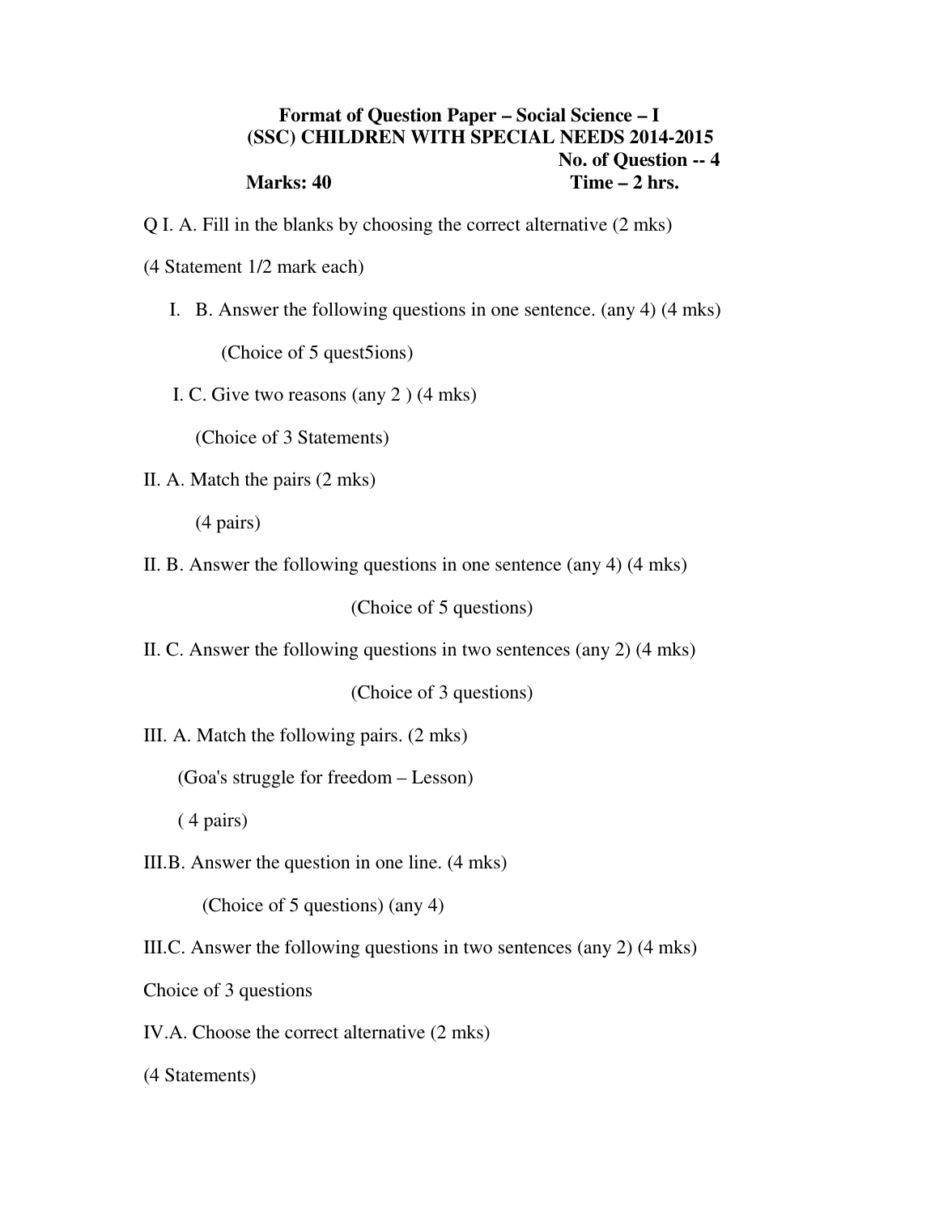**Format of Question Paper – Social Science – I**
**(SSC) CHILDREN WITH SPECIAL NEEDS 2014-2015**

**No. of Question -- 4**

**Marks: 40** **Time – 2 hrs.**

Q I. A. Fill in the blanks by choosing the correct alternative (2 mks)

(4 Statement 1/2 mark each)

I. B. Answer the following questions in one sentence. (any 4) (4 mks)

(Choice of 5 quest5ions)

I. C. Give two reasons (any 2 ) (4 mks)

(Choice of 3 Statements)

II. A. Match the pairs (2 mks)

(4 pairs)

II. B. Answer the following questions in one sentence (any 4) (4 mks)

(Choice of 5 questions)

II. C. Answer the following questions in two sentences (any 2) (4 mks)

(Choice of 3 questions)

III. A. Match the following pairs. (2 mks)

(Goa's struggle for freedom – Lesson)

( 4 pairs)

III.B. Answer the question in one line. (4 mks)

(Choice of 5 questions) (any 4)

III.C. Answer the following questions in two sentences (any 2) (4 mks)

Choice of 3 questions

IV.A. Choose the correct alternative (2 mks)

(4 Statements)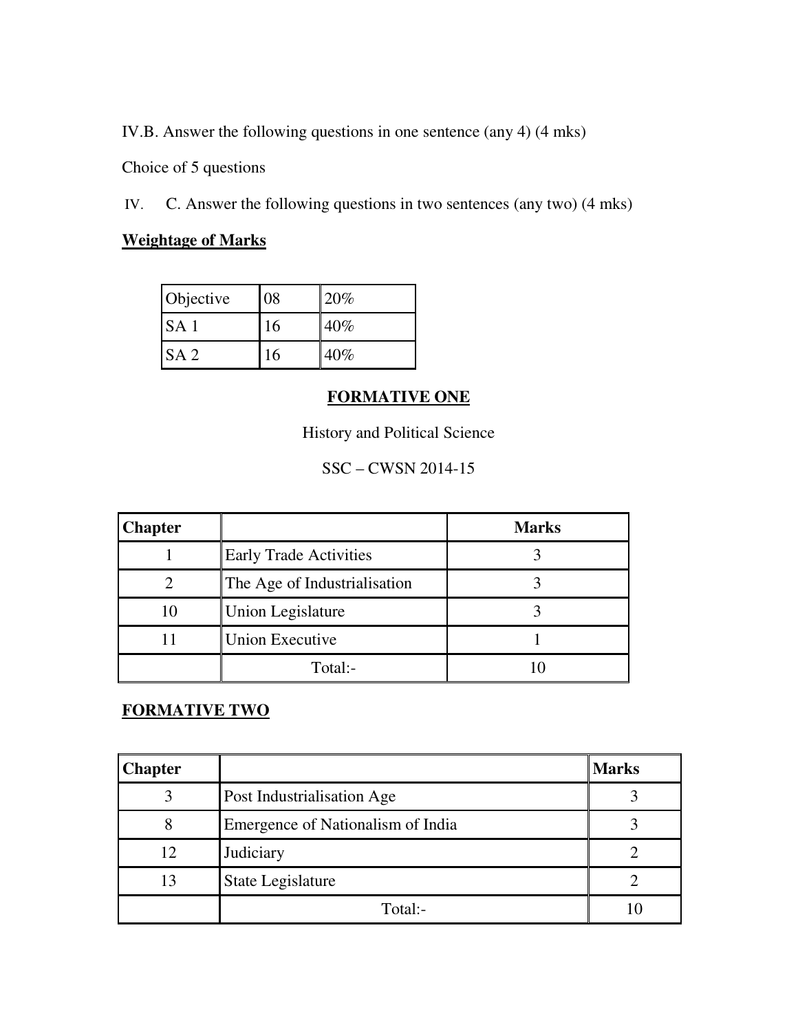IV.B. Answer the following questions in one sentence (any 4) (4 mks)

Choice of 5 questions

IV. C. Answer the following questions in two sentences (any two) (4 mks)

**Weightage of Marks**

| | | |
|---|---|---|
| Objective | 08 | 20% |
| SA 1 | 16 | 40% |
| SA 2 | 16 | 40% |

## FORMATIVE ONE

History and Political Science

SSC – CWSN 2014-15

| Chapter | | Marks |
|---|---|---|
| 1 | Early Trade Activities | 3 |
| 2 | The Age of Industrialisation | 3 |
| 10 | Union Legislature | 3 |
| 11 | Union Executive | 1 |
| | Total:- | 10 |

## FORMATIVE TWO

| Chapter | | Marks |
|---|---|---|
| 3 | Post Industrialisation Age | 3 |
| 8 | Emergence of Nationalism of India | 3 |
| 12 | Judiciary | 2 |
| 13 | State Legislature | 2 |
| | Total:- | 10 |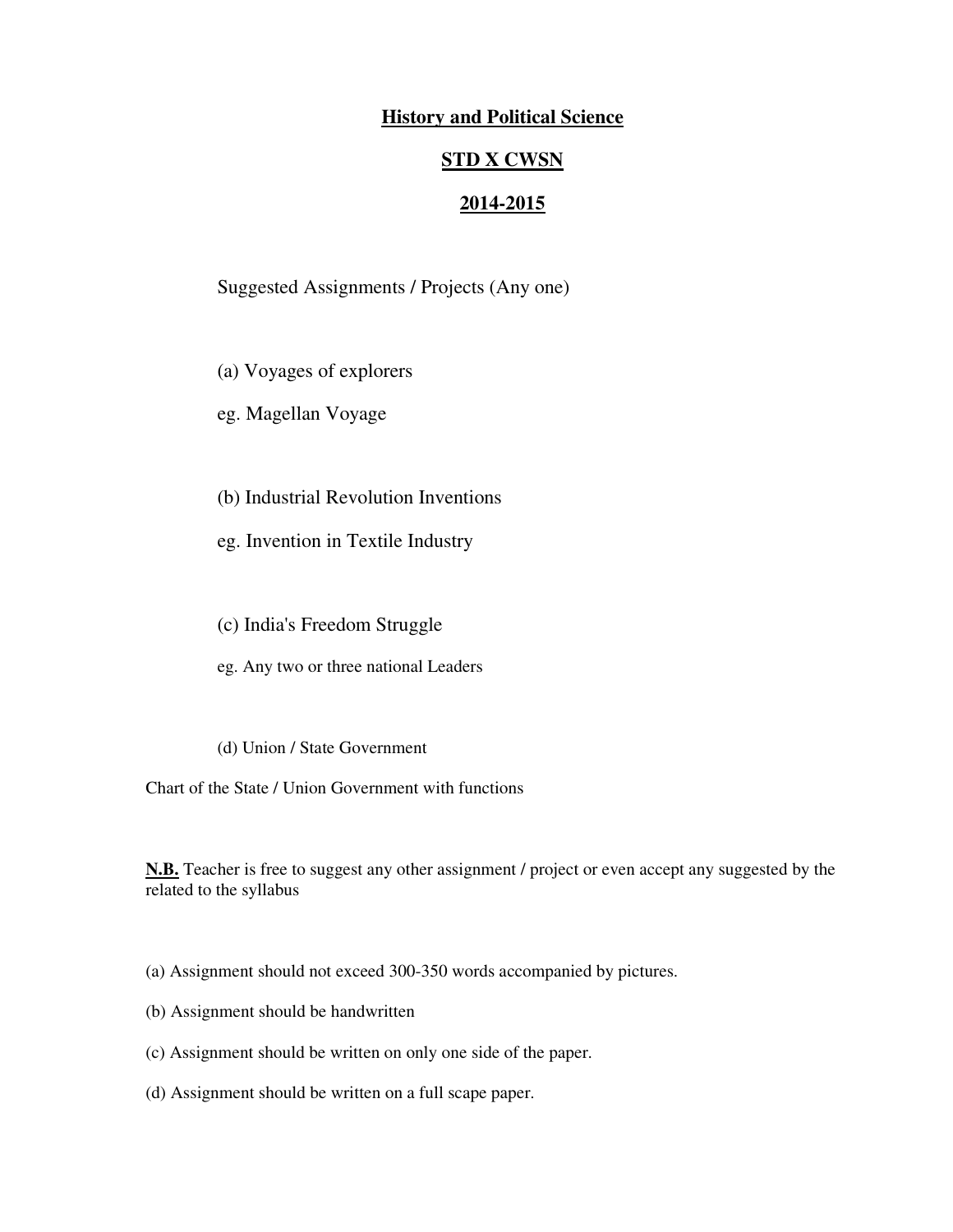# History and Political Science

## STD X CWSN

## 2014-2015

Suggested Assignments / Projects (Any one)

(a) Voyages of explorers

eg. Magellan Voyage

(b) Industrial Revolution Inventions

eg. Invention in Textile Industry

(c) India's Freedom Struggle

eg. Any two or three national Leaders

(d) Union / State Government

Chart of the State / Union Government with functions

**N.B.** Teacher is free to suggest any other assignment / project or even accept any suggested by the related to the syllabus

(a) Assignment should not exceed 300-350 words accompanied by pictures.

(b) Assignment should be handwritten

(c) Assignment should be written on only one side of the paper.

(d) Assignment should be written on a full scape paper.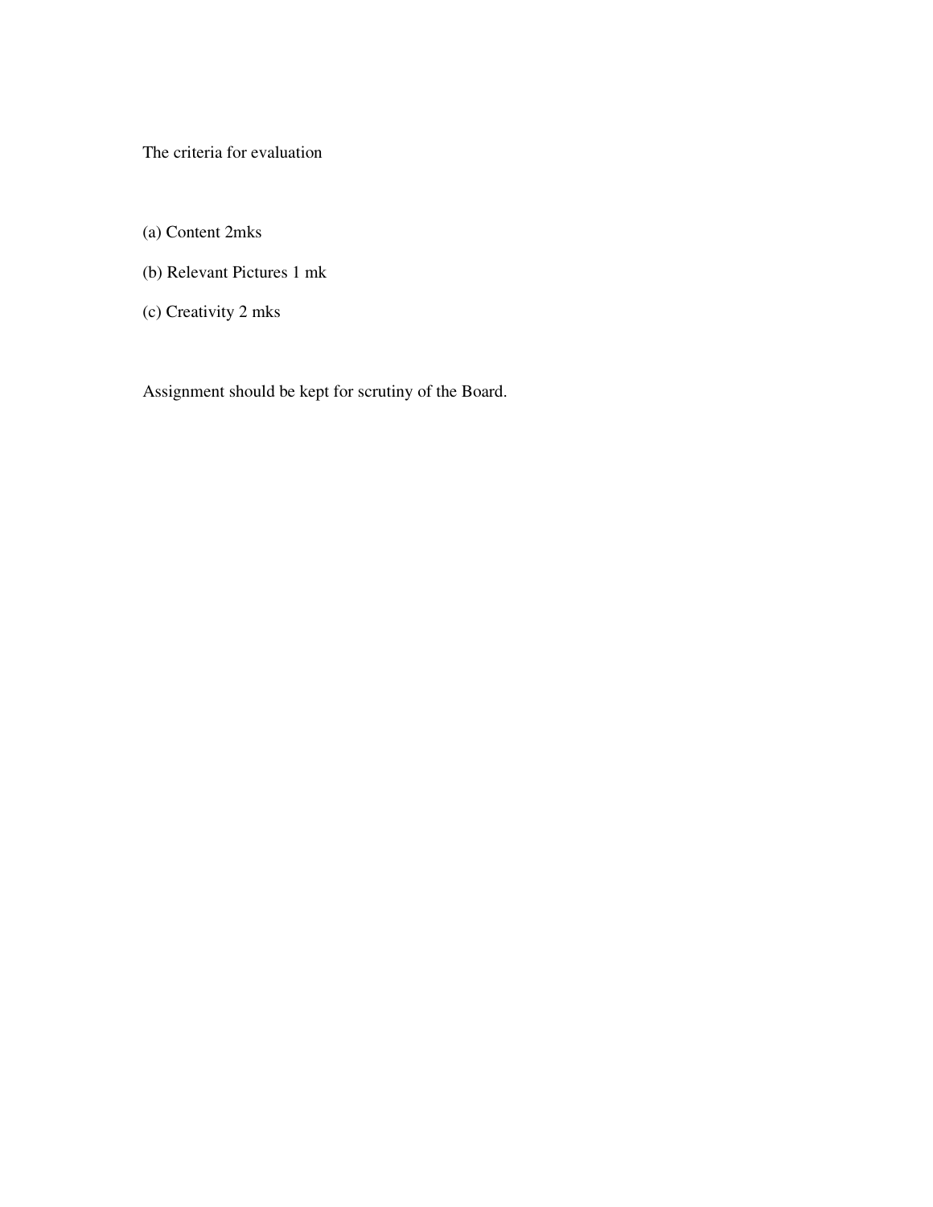The criteria for evaluation

(a) Content 2mks

(b) Relevant Pictures 1 mk

(c) Creativity 2 mks

Assignment should be kept for scrutiny of the Board.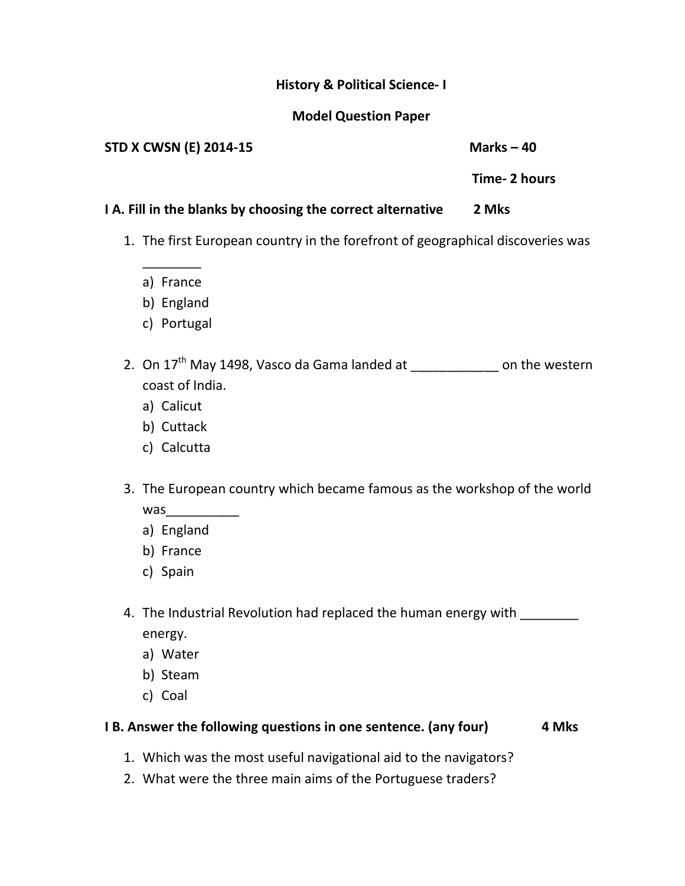**History & Political Science- I**

**Model Question Paper**

**STD X CWSN (E) 2014-15** **Marks – 40**

**Time- 2 hours**

**I A. Fill in the blanks by choosing the correct alternative** **2 Mks**

1. The first European country in the forefront of geographical discoveries was ________
   a) France
   b) England
   c) Portugal

2. On 17th May 1498, Vasco da Gama landed at ____________ on the western coast of India.
   a) Calicut
   b) Cuttack
   c) Calcutta

3. The European country which became famous as the workshop of the world was__________
   a) England
   b) France
   c) Spain

4. The Industrial Revolution had replaced the human energy with ________ energy.
   a) Water
   b) Steam
   c) Coal

**I B. Answer the following questions in one sentence. (any four)** **4 Mks**

1. Which was the most useful navigational aid to the navigators?
2. What were the three main aims of the Portuguese traders?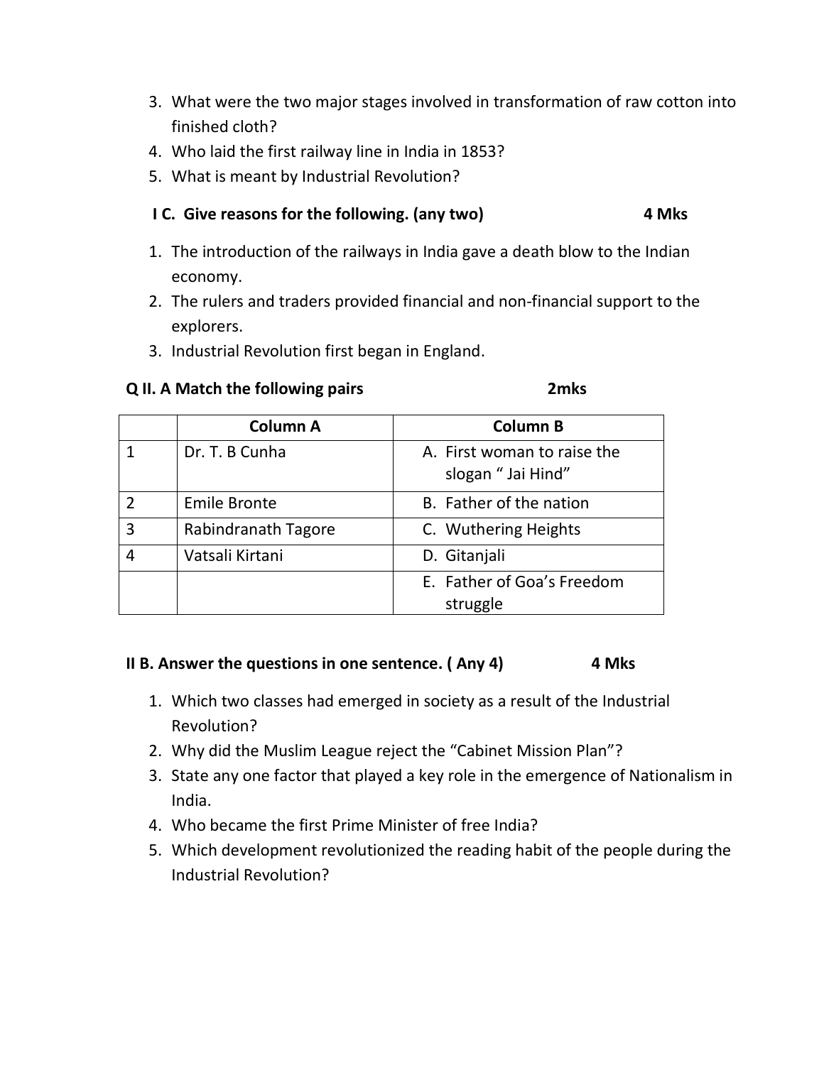3. What were the two major stages involved in transformation of raw cotton into finished cloth?
4. Who laid the first railway line in India in 1853?
5. What is meant by Industrial Revolution?

**I C. Give reasons for the following. (any two) 4 Mks**

1. The introduction of the railways in India gave a death blow to the Indian economy.
2. The rulers and traders provided financial and non-financial support to the explorers.
3. Industrial Revolution first began in England.

**Q II. A Match the following pairs 2mks**

| | Column A | Column B |
|---|---|---|
| 1 | Dr. T. B Cunha | A. First woman to raise the slogan " Jai Hind" |
| 2 | Emile Bronte | B. Father of the nation |
| 3 | Rabindranath Tagore | C. Wuthering Heights |
| 4 | Vatsali Kirtani | D. Gitanjali |
| | | E. Father of Goa's Freedom struggle |

**II B. Answer the questions in one sentence. ( Any 4) 4 Mks**

1. Which two classes had emerged in society as a result of the Industrial Revolution?
2. Why did the Muslim League reject the "Cabinet Mission Plan"?
3. State any one factor that played a key role in the emergence of Nationalism in India.
4. Who became the first Prime Minister of free India?
5. Which development revolutionized the reading habit of the people during the Industrial Revolution?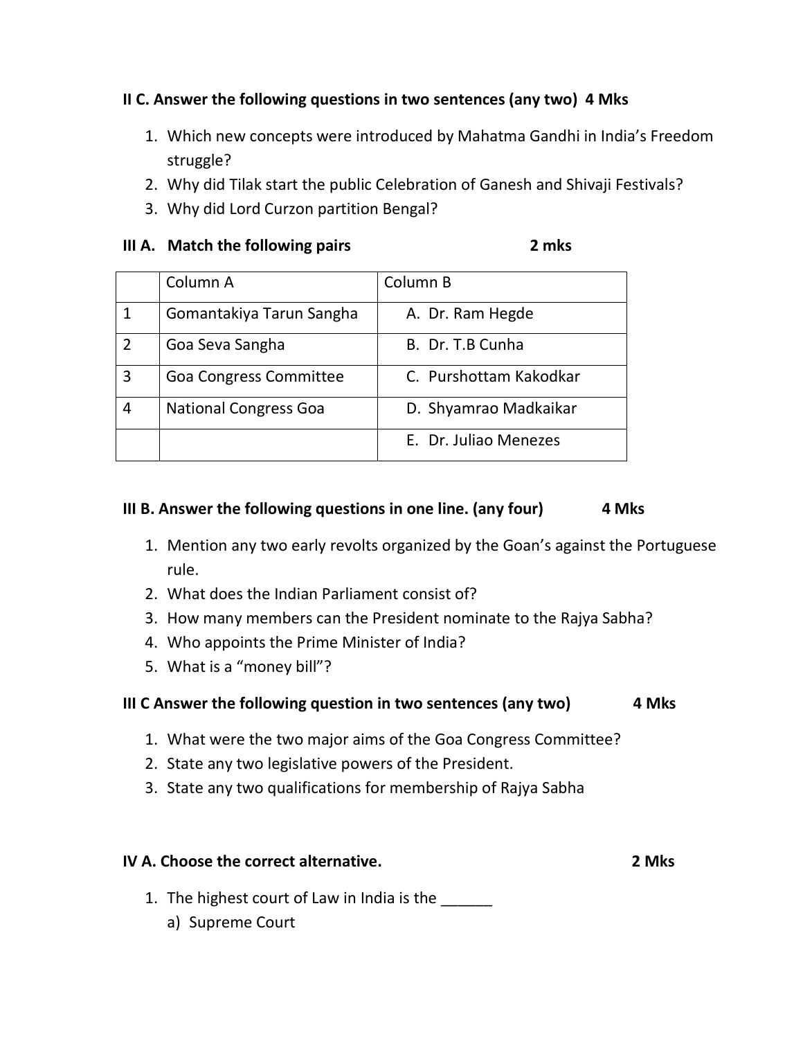**II C. Answer the following questions in two sentences (any two) 4 Mks**

1. Which new concepts were introduced by Mahatma Gandhi in India's Freedom struggle?
2. Why did Tilak start the public Celebration of Ganesh and Shivaji Festivals?
3. Why did Lord Curzon partition Bengal?

**III A. Match the following pairs 2 mks**

| | Column A | Column B |
|---|---|---|
| 1 | Gomantakiya Tarun Sangha | A. Dr. Ram Hegde |
| 2 | Goa Seva Sangha | B. Dr. T.B Cunha |
| 3 | Goa Congress Committee | C. Purshottam Kakodkar |
| 4 | National Congress Goa | D. Shyamrao Madkaikar |
| | | E. Dr. Juliao Menezes |

**III B. Answer the following questions in one line. (any four) 4 Mks**

1. Mention any two early revolts organized by the Goan's against the Portuguese rule.
2. What does the Indian Parliament consist of?
3. How many members can the President nominate to the Rajya Sabha?
4. Who appoints the Prime Minister of India?
5. What is a "money bill"?

**III C Answer the following question in two sentences (any two) 4 Mks**

1. What were the two major aims of the Goa Congress Committee?
2. State any two legislative powers of the President.
3. State any two qualifications for membership of Rajya Sabha

**IV A. Choose the correct alternative. 2 Mks**

1. The highest court of Law in India is the ______
   a) Supreme Court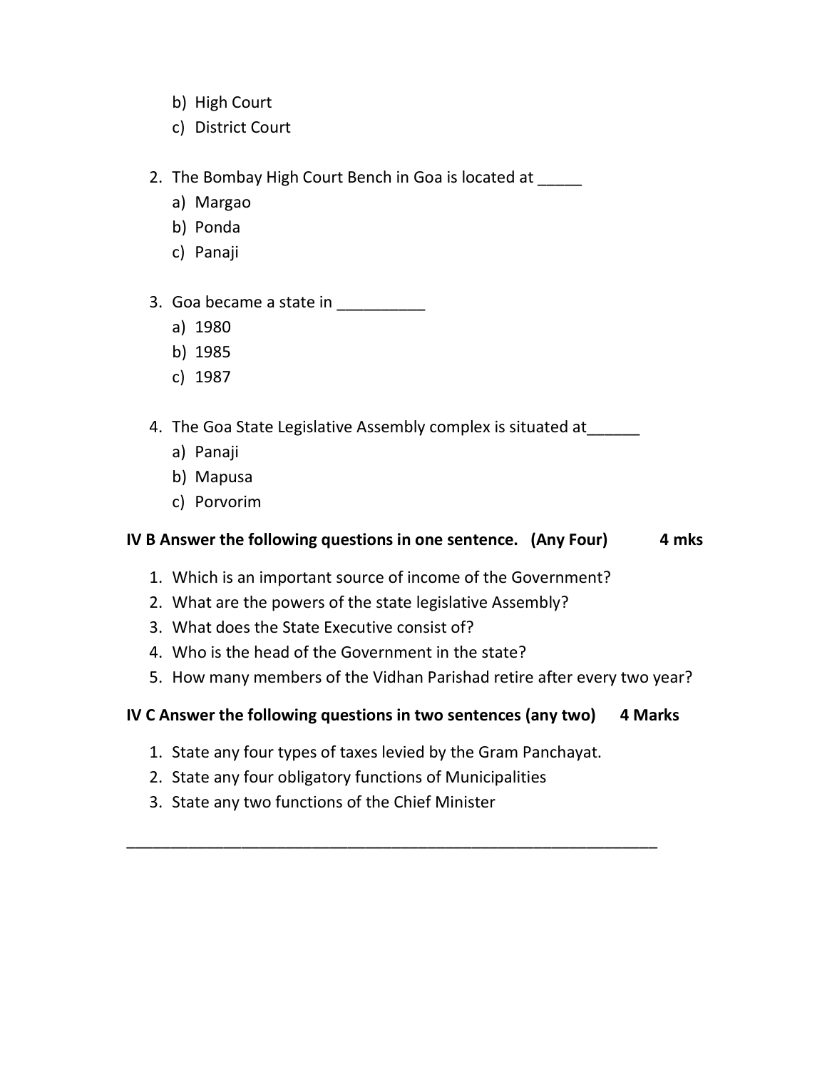b) High Court
c) District Court

2. The Bombay High Court Bench in Goa is located at _____
   a) Margao
   b) Ponda
   c) Panaji

3. Goa became a state in __________
   a) 1980
   b) 1985
   c) 1987

4. The Goa State Legislative Assembly complex is situated at______
   a) Panaji
   b) Mapusa
   c) Porvorim

**IV B Answer the following questions in one sentence. (Any Four) 4 mks**

1. Which is an important source of income of the Government?
2. What are the powers of the state legislative Assembly?
3. What does the State Executive consist of?
4. Who is the head of the Government in the state?
5. How many members of the Vidhan Parishad retire after every two year?

**IV C Answer the following questions in two sentences (any two) 4 Marks**

1. State any four types of taxes levied by the Gram Panchayat.
2. State any four obligatory functions of Municipalities
3. State any two functions of the Chief Minister

---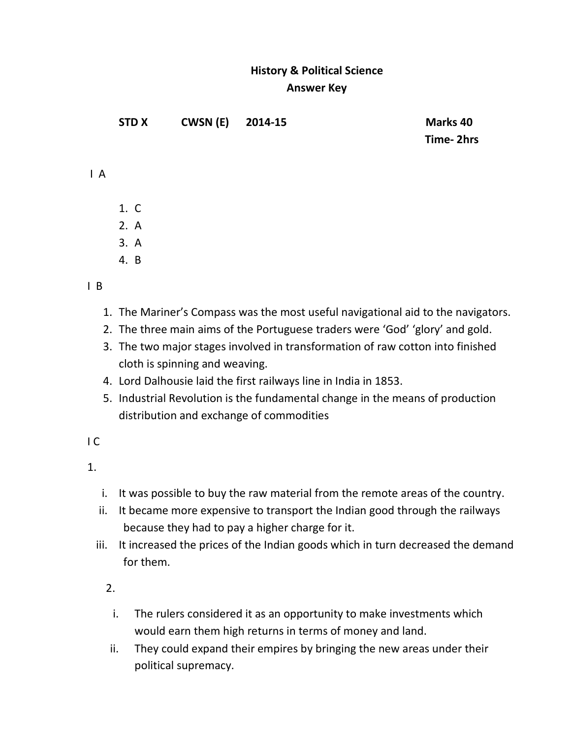# History & Political Science

## Answer Key

**STD X      CWSN (E)      2014-15      Marks 40**

**Time- 2hrs**

I A

1. C
2. A
3. A
4. B

I B

1. The Mariner's Compass was the most useful navigational aid to the navigators.
2. The three main aims of the Portuguese traders were 'God' 'glory' and gold.
3. The two major stages involved in transformation of raw cotton into finished cloth is spinning and weaving.
4. Lord Dalhousie laid the first railways line in India in 1853.
5. Industrial Revolution is the fundamental change in the means of production distribution and exchange of commodities

I C

1.

i. It was possible to buy the raw material from the remote areas of the country.
ii. It became more expensive to transport the Indian good through the railways because they had to pay a higher charge for it.
iii. It increased the prices of the Indian goods which in turn decreased the demand for them.

2.

i. The rulers considered it as an opportunity to make investments which would earn them high returns in terms of money and land.
ii. They could expand their empires by bringing the new areas under their political supremacy.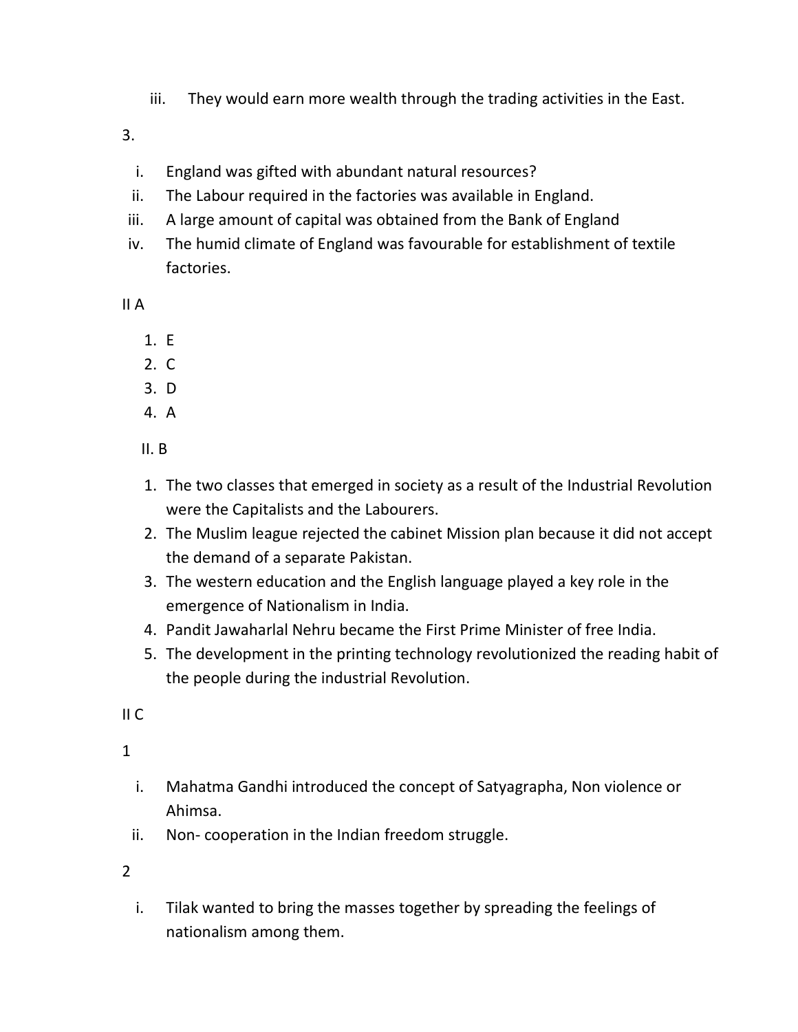iii. They would earn more wealth through the trading activities in the East.

3.

i. England was gifted with abundant natural resources?
ii. The Labour required in the factories was available in England.
iii. A large amount of capital was obtained from the Bank of England
iv. The humid climate of England was favourable for establishment of textile factories.

II A

1. E
2. C
3. D
4. A

II. B

1. The two classes that emerged in society as a result of the Industrial Revolution were the Capitalists and the Labourers.
2. The Muslim league rejected the cabinet Mission plan because it did not accept the demand of a separate Pakistan.
3. The western education and the English language played a key role in the emergence of Nationalism in India.
4. Pandit Jawaharlal Nehru became the First Prime Minister of free India.
5. The development in the printing technology revolutionized the reading habit of the people during the industrial Revolution.

II C

1

i. Mahatma Gandhi introduced the concept of Satyagrapha, Non violence or Ahimsa.
ii. Non- cooperation in the Indian freedom struggle.

2

i. Tilak wanted to bring the masses together by spreading the feelings of nationalism among them.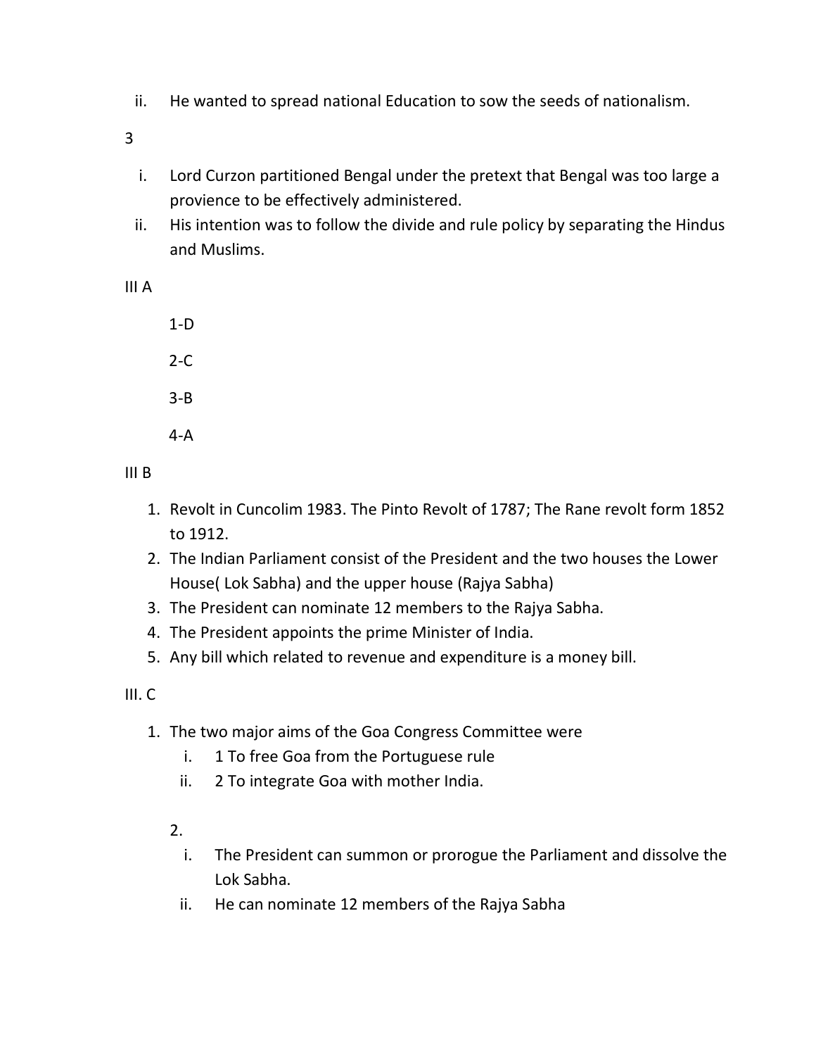ii. He wanted to spread national Education to sow the seeds of nationalism.

3

i. Lord Curzon partitioned Bengal under the pretext that Bengal was too large a provience to be effectively administered.
ii. His intention was to follow the divide and rule policy by separating the Hindus and Muslims.

III A

1-D

2-C

3-B

4-A

III B

1. Revolt in Cuncolim 1983. The Pinto Revolt of 1787; The Rane revolt form 1852 to 1912.
2. The Indian Parliament consist of the President and the two houses the Lower House( Lok Sabha) and the upper house (Rajya Sabha)
3. The President can nominate 12 members to the Rajya Sabha.
4. The President appoints the prime Minister of India.
5. Any bill which related to revenue and expenditure is a money bill.

III. C

1. The two major aims of the Goa Congress Committee were
   i. 1 To free Goa from the Portuguese rule
   ii. 2 To integrate Goa with mother India.

2.
   i. The President can summon or prorogue the Parliament and dissolve the Lok Sabha.
   ii. He can nominate 12 members of the Rajya Sabha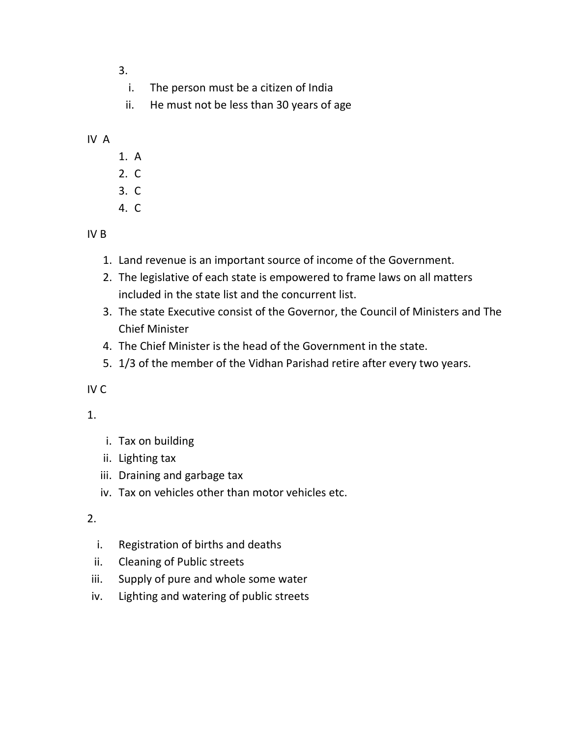3.

i. The person must be a citizen of India
ii. He must not be less than 30 years of age

IV A

1. A
2. C
3. C
4. C

IV B

1. Land revenue is an important source of income of the Government.
2. The legislative of each state is empowered to frame laws on all matters included in the state list and the concurrent list.
3. The state Executive consist of the Governor, the Council of Ministers and The Chief Minister
4. The Chief Minister is the head of the Government in the state.
5. 1/3 of the member of the Vidhan Parishad retire after every two years.

IV C

1.

i. Tax on building
ii. Lighting tax
iii. Draining and garbage tax
iv. Tax on vehicles other than motor vehicles etc.

2.

i. Registration of births and deaths
ii. Cleaning of Public streets
iii. Supply of pure and whole some water
iv. Lighting and watering of public streets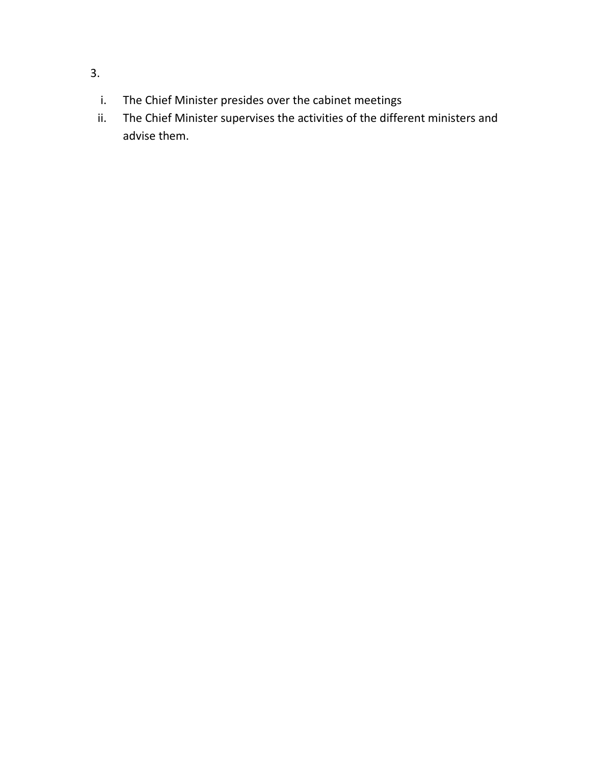3.

i. The Chief Minister presides over the cabinet meetings
ii. The Chief Minister supervises the activities of the different ministers and advise them.